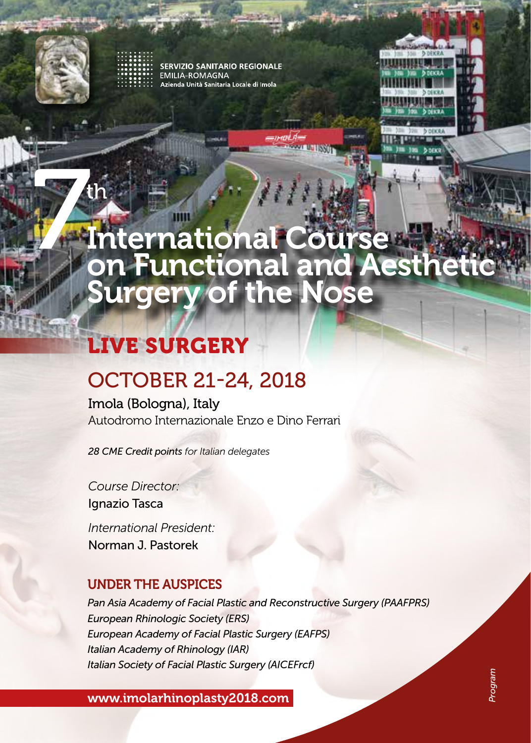SERVIZIO SANITARIO REGIONALE
EMILIA-ROMAGNA
Azienda Unità Sanitaria Locale di Imola

# 7th International Course on Functional and Aesthetic Surgery of the Nose

## LIVE SURGERY

## OCTOBER 21-24, 2018

Imola (Bologna), Italy
Autodromo Internazionale Enzo e Dino Ferrari

*28 CME Credit points for Italian delegates*

*Course Director:*
Ignazio Tasca

*International President:*
Norman J. Pastorek

### UNDER THE AUSPICES

*Pan Asia Academy of Facial Plastic and Reconstructive Surgery (PAAFPRS)*
*European Rhinologic Society (ERS)*
*European Academy of Facial Plastic Surgery (EAFPS)*
*Italian Academy of Rhinology (IAR)*
*Italian Society of Facial Plastic Surgery (AICEFrcf)*

www.imolarhinoplasty2018.com

*Program*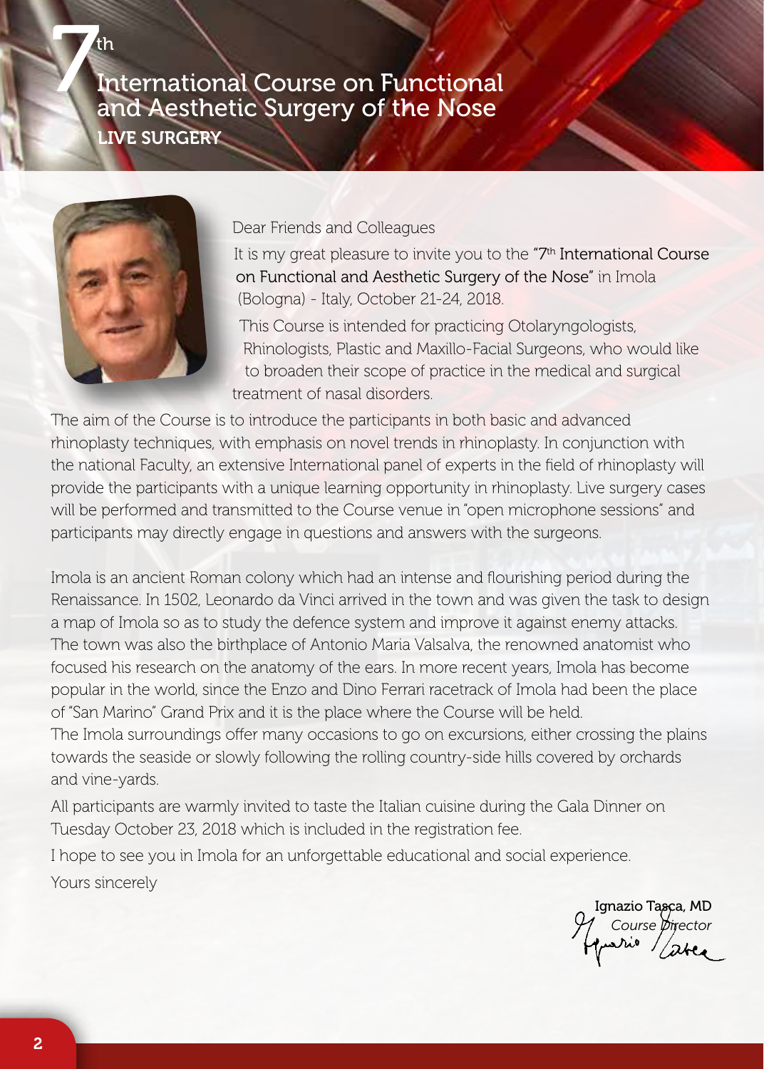# 7th International Course on Functional and Aesthetic Surgery of the Nose

## LIVE SURGERY

Dear Friends and Colleagues

It is my great pleasure to invite you to the "7th International Course on Functional and Aesthetic Surgery of the Nose" in Imola (Bologna) - Italy, October 21-24, 2018.

This Course is intended for practicing Otolaryngologists, Rhinologists, Plastic and Maxillo-Facial Surgeons, who would like to broaden their scope of practice in the medical and surgical treatment of nasal disorders.

The aim of the Course is to introduce the participants in both basic and advanced rhinoplasty techniques, with emphasis on novel trends in rhinoplasty. In conjunction with the national Faculty, an extensive International panel of experts in the field of rhinoplasty will provide the participants with a unique learning opportunity in rhinoplasty. Live surgery cases will be performed and transmitted to the Course venue in "open microphone sessions" and participants may directly engage in questions and answers with the surgeons.

Imola is an ancient Roman colony which had an intense and flourishing period during the Renaissance. In 1502, Leonardo da Vinci arrived in the town and was given the task to design a map of Imola so as to study the defence system and improve it against enemy attacks. The town was also the birthplace of Antonio Maria Valsalva, the renowned anatomist who focused his research on the anatomy of the ears. In more recent years, Imola has become popular in the world, since the Enzo and Dino Ferrari racetrack of Imola had been the place of "San Marino" Grand Prix and it is the place where the Course will be held.
The Imola surroundings offer many occasions to go on excursions, either crossing the plains towards the seaside or slowly following the rolling country-side hills covered by orchards and vine-yards.

All participants are warmly invited to taste the Italian cuisine during the Gala Dinner on Tuesday October 23, 2018 which is included in the registration fee.

I hope to see you in Imola for an unforgettable educational and social experience.

Yours sincerely

Ignazio Tasca, MD
*Course Director*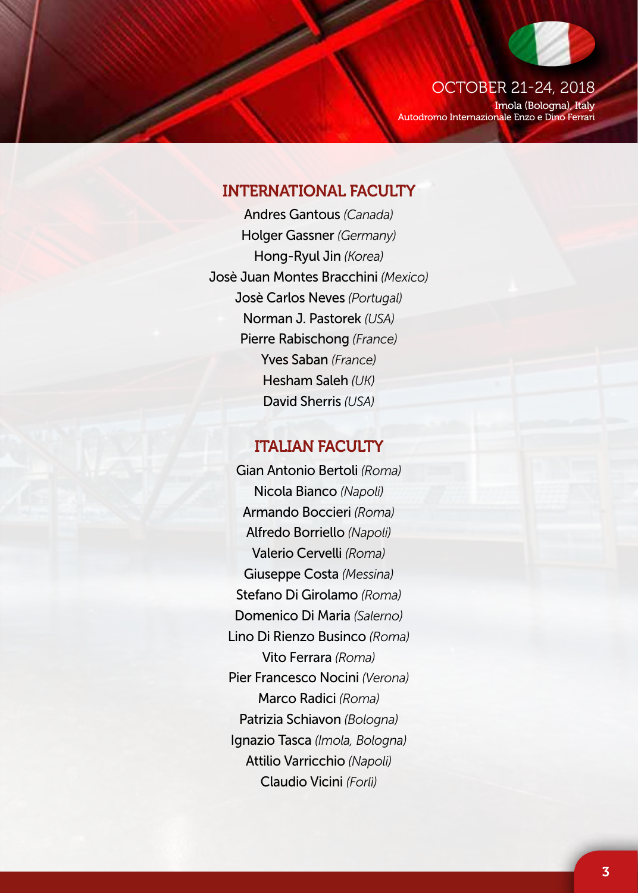OCTOBER 21-24, 2018

Imola (Bologna), Italy

Autodromo Internazionale Enzo e Dino Ferrari

## INTERNATIONAL FACULTY

Andres Gantous *(Canada)*
Holger Gassner *(Germany)*
Hong-Ryul Jin *(Korea)*
Josè Juan Montes Bracchini *(Mexico)*
Josè Carlos Neves *(Portugal)*
Norman J. Pastorek *(USA)*
Pierre Rabischong *(France)*
Yves Saban *(France)*
Hesham Saleh *(UK)*
David Sherris *(USA)*

## ITALIAN FACULTY

Gian Antonio Bertoli *(Roma)*
Nicola Bianco *(Napoli)*
Armando Boccieri *(Roma)*
Alfredo Borriello *(Napoli)*
Valerio Cervelli *(Roma)*
Giuseppe Costa *(Messina)*
Stefano Di Girolamo *(Roma)*
Domenico Di Maria *(Salerno)*
Lino Di Rienzo Businco *(Roma)*
Vito Ferrara *(Roma)*
Pier Francesco Nocini *(Verona)*
Marco Radici *(Roma)*
Patrizia Schiavon *(Bologna)*
Ignazio Tasca *(Imola, Bologna)*
Attilio Varricchio *(Napoli)*
Claudio Vicini *(Forlì)*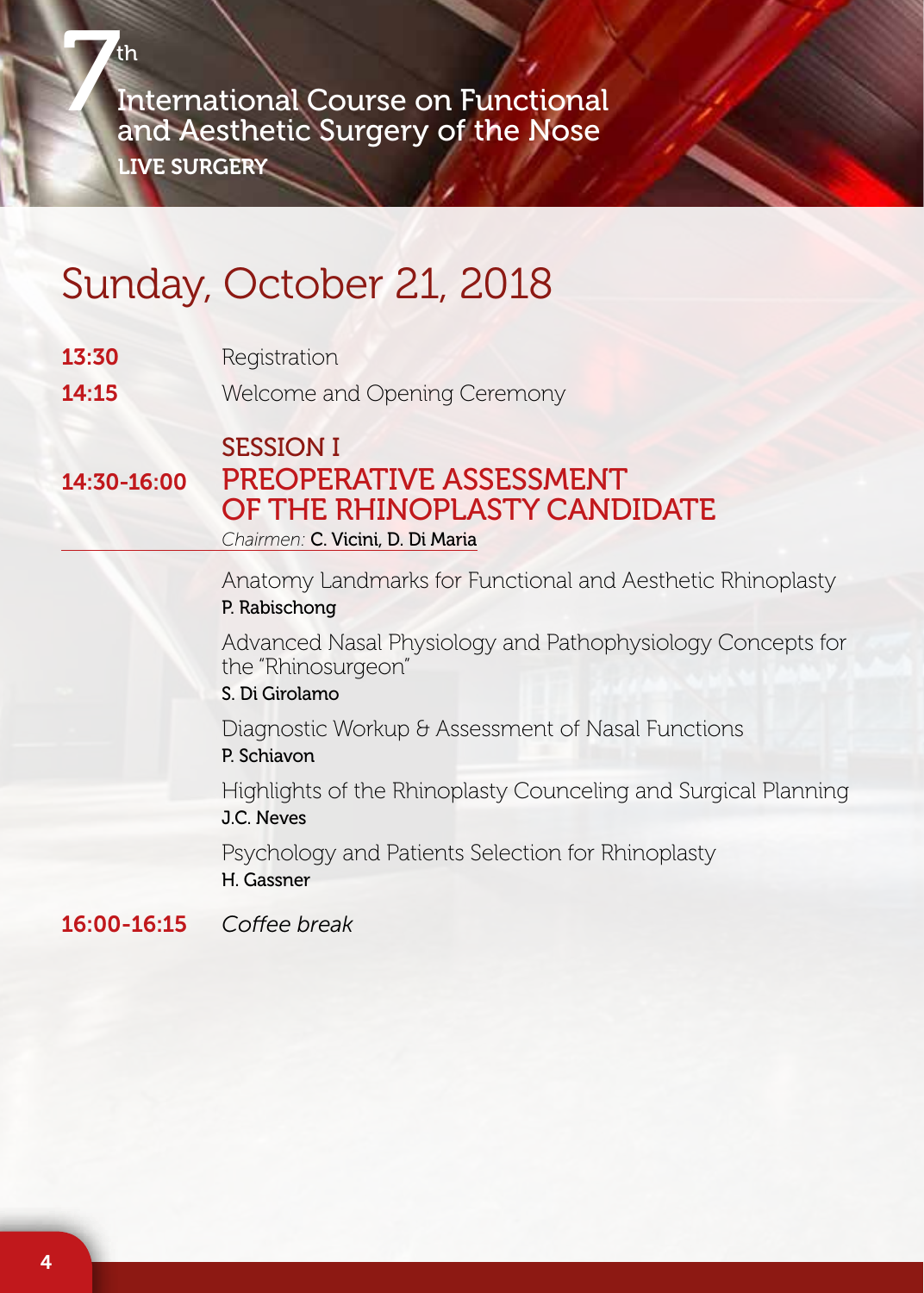# Sunday, October 21, 2018

**13:30** Registration

**14:15** Welcome and Opening Ceremony

## SESSION I

## 14:30-16:00 PREOPERATIVE ASSESSMENT OF THE RHINOPLASTY CANDIDATE

*Chairmen:* **C. Vicini, D. Di Maria**

Anatomy Landmarks for Functional and Aesthetic Rhinoplasty
**P. Rabischong**

Advanced Nasal Physiology and Pathophysiology Concepts for the "Rhinosurgeon"
**S. Di Girolamo**

Diagnostic Workup & Assessment of Nasal Functions
**P. Schiavon**

Highlights of the Rhinoplasty Counceling and Surgical Planning
**J.C. Neves**

Psychology and Patients Selection for Rhinoplasty
**H. Gassner**

**16:00-16:15** *Coffee break*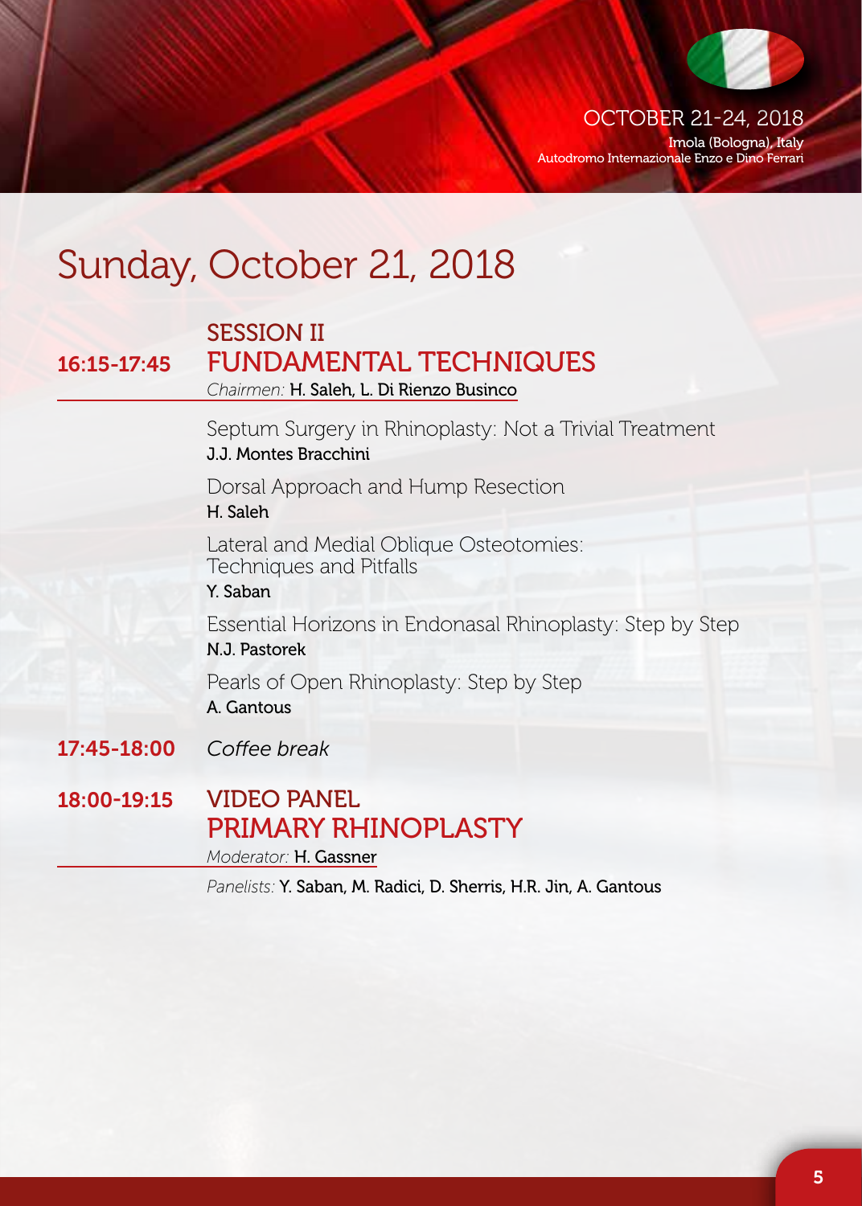# Sunday, October 21, 2018

## 16:15-17:45 SESSION II FUNDAMENTAL TECHNIQUES

*Chairmen:* **H. Saleh, L. Di Rienzo Businco**

Septum Surgery in Rhinoplasty: Not a Trivial Treatment
**J.J. Montes Bracchini**

Dorsal Approach and Hump Resection
**H. Saleh**

Lateral and Medial Oblique Osteotomies: Techniques and Pitfalls
**Y. Saban**

Essential Horizons in Endonasal Rhinoplasty: Step by Step
**N.J. Pastorek**

Pearls of Open Rhinoplasty: Step by Step
**A. Gantous**

## 17:45-18:00 *Coffee break*

## 18:00-19:15 VIDEO PANEL PRIMARY RHINOPLASTY

*Moderator:* **H. Gassner**

*Panelists:* **Y. Saban, M. Radici, D. Sherris, H.R. Jin, A. Gantous**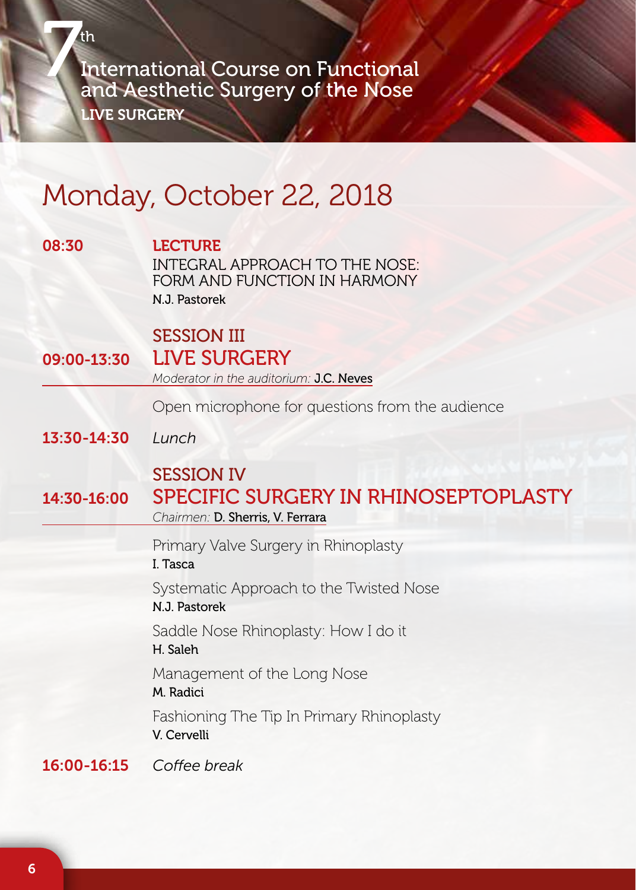# Monday, October 22, 2018

**08:30** **LECTURE**
INTEGRAL APPROACH TO THE NOSE: FORM AND FUNCTION IN HARMONY
**N.J. Pastorek**

**09:00-13:30** SESSION III
## LIVE SURGERY
*Moderator in the auditorium:* **J.C. Neves**

Open microphone for questions from the audience

**13:30-14:30** *Lunch*

**14:30-16:00** SESSION IV
## SPECIFIC SURGERY IN RHINOSEPTOPLASTY
*Chairmen:* **D. Sherris, V. Ferrara**

Primary Valve Surgery in Rhinoplasty
**I. Tasca**

Systematic Approach to the Twisted Nose
**N.J. Pastorek**

Saddle Nose Rhinoplasty: How I do it
**H. Saleh**

Management of the Long Nose
**M. Radici**

Fashioning The Tip In Primary Rhinoplasty
**V. Cervelli**

**16:00-16:15** *Coffee break*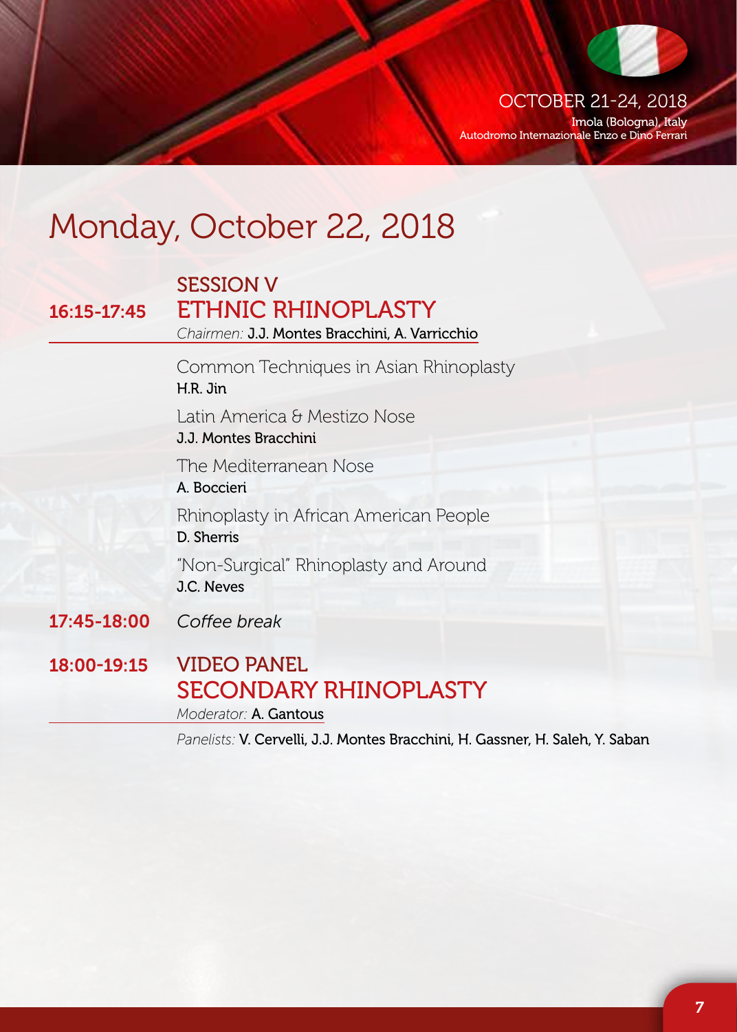# Monday, October 22, 2018

## 16:15-17:45 SESSION V ETHNIC RHINOPLASTY

*Chairmen:* **J.J. Montes Bracchini, A. Varricchio**

Common Techniques in Asian Rhinoplasty
**H.R. Jin**

Latin America & Mestizo Nose
**J.J. Montes Bracchini**

The Mediterranean Nose
**A. Boccieri**

Rhinoplasty in African American People
**D. Sherris**

"Non-Surgical" Rhinoplasty and Around
**J.C. Neves**

**17:45-18:00** *Coffee break*

## 18:00-19:15 VIDEO PANEL SECONDARY RHINOPLASTY

*Moderator:* **A. Gantous**

*Panelists:* **V. Cervelli, J.J. Montes Bracchini, H. Gassner, H. Saleh, Y. Saban**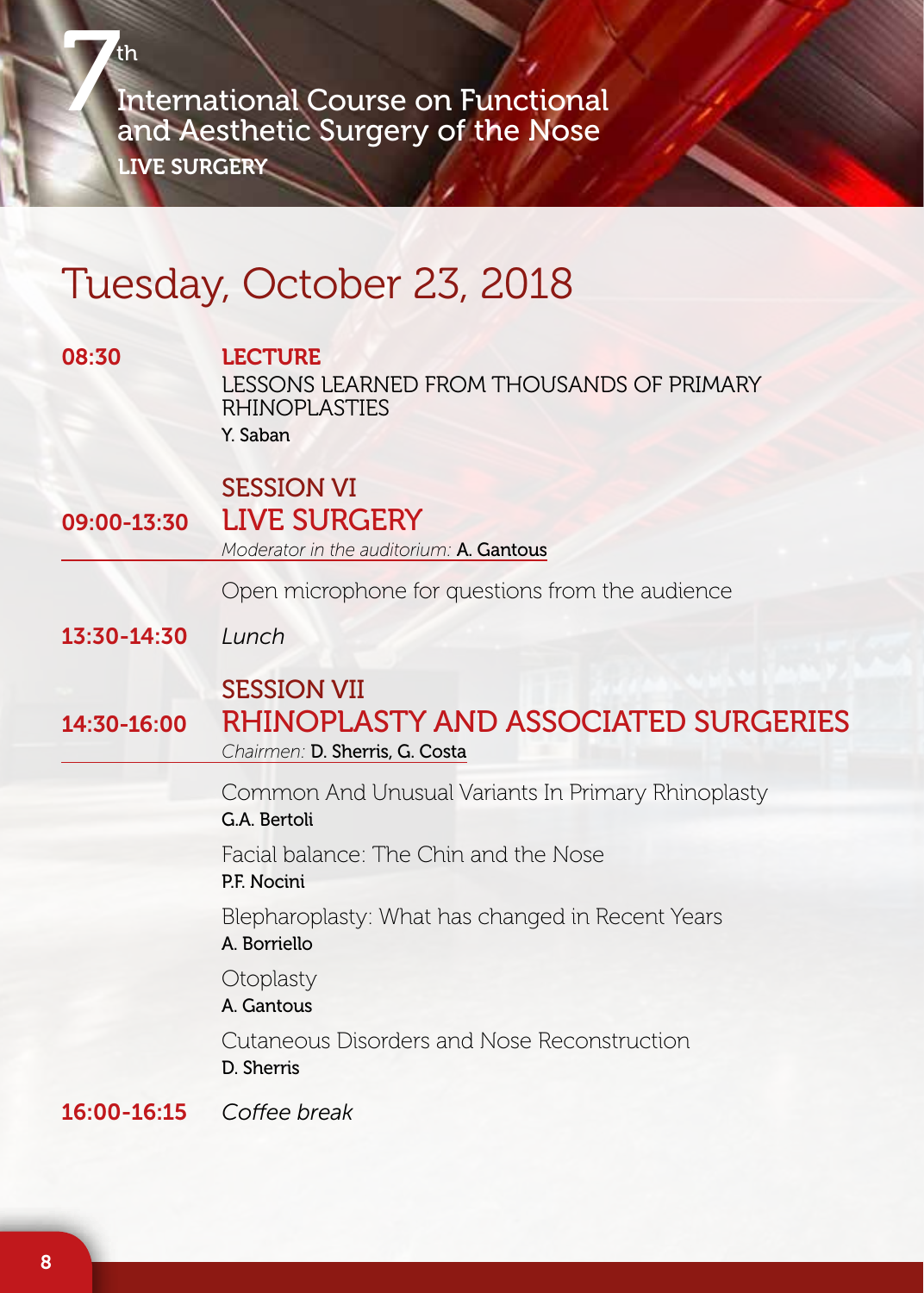# Tuesday, October 23, 2018

**08:30** — **LECTURE**

LESSONS LEARNED FROM THOUSANDS OF PRIMARY RHINOPLASTIES

**Y. Saban**

## SESSION VI

**09:00-13:30** — **LIVE SURGERY**

*Moderator in the auditorium:* **A. Gantous**

Open microphone for questions from the audience

**13:30-14:30** — *Lunch*

## SESSION VII

**14:30-16:00** — **RHINOPLASTY AND ASSOCIATED SURGERIES**

*Chairmen:* **D. Sherris, G. Costa**

Common And Unusual Variants In Primary Rhinoplasty
**G.A. Bertoli**

Facial balance: The Chin and the Nose
**P.F. Nocini**

Blepharoplasty: What has changed in Recent Years
**A. Borriello**

Otoplasty
**A. Gantous**

Cutaneous Disorders and Nose Reconstruction
**D. Sherris**

**16:00-16:15** — *Coffee break*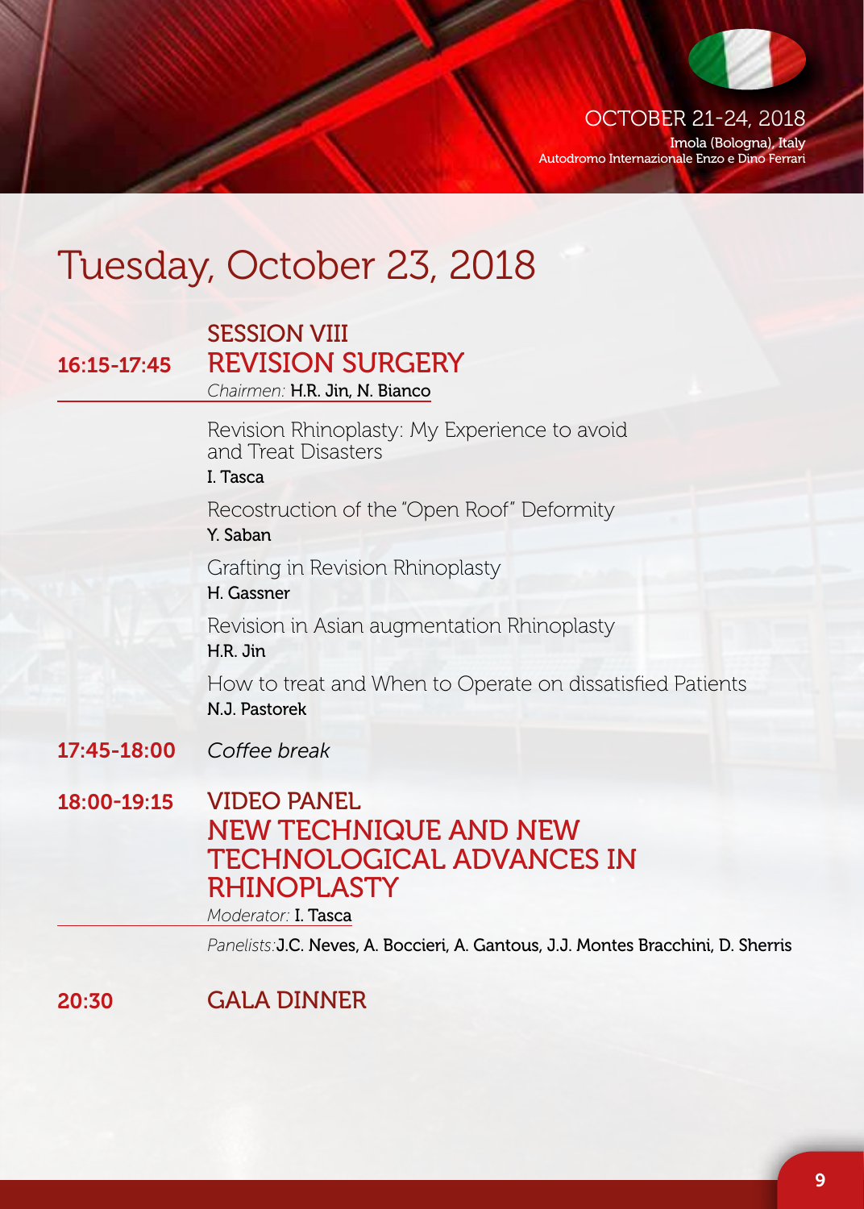OCTOBER 21-24, 2018
Imola (Bologna), Italy
Autodromo Internazionale Enzo e Dino Ferrari

# Tuesday, October 23, 2018

**16:15-17:45**

## SESSION VIII
## REVISION SURGERY

*Chairmen:* **H.R. Jin, N. Bianco**

Revision Rhinoplasty: My Experience to avoid and Treat Disasters
**I. Tasca**

Recostruction of the "Open Roof" Deformity
**Y. Saban**

Grafting in Revision Rhinoplasty
**H. Gassner**

Revision in Asian augmentation Rhinoplasty
**H.R. Jin**

How to treat and When to Operate on dissatisfied Patients
**N.J. Pastorek**

**17:45-18:00** *Coffee break*

**18:00-19:15**

## VIDEO PANEL
## NEW TECHNIQUE AND NEW TECHNOLOGICAL ADVANCES IN RHINOPLASTY

*Moderator:* **I. Tasca**

*Panelists:* **J.C. Neves, A. Boccieri, A. Gantous, J.J. Montes Bracchini, D. Sherris**

**20:30**

## GALA DINNER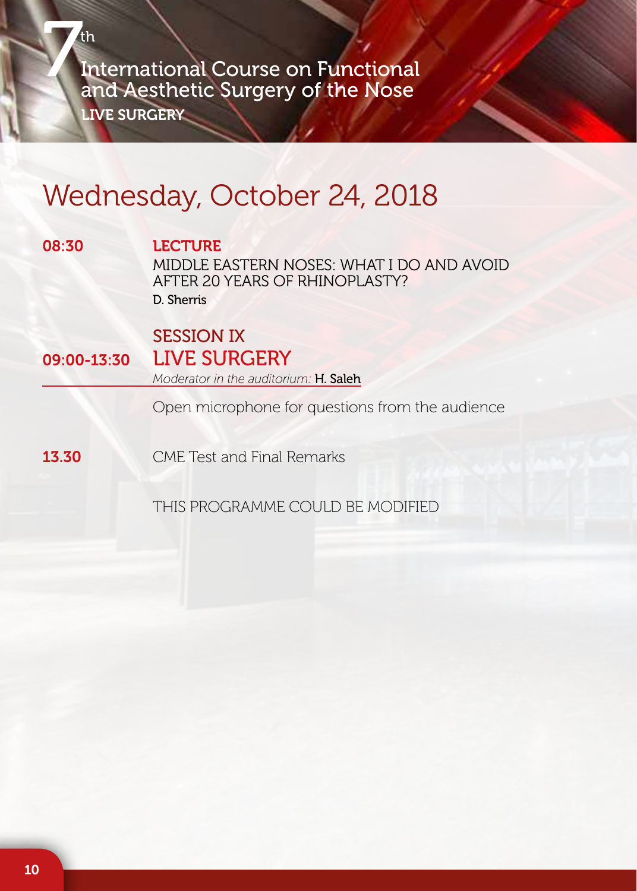# Wednesday, October 24, 2018

**08:30** **LECTURE**
MIDDLE EASTERN NOSES: WHAT I DO AND AVOID AFTER 20 YEARS OF RHINOPLASTY?
D. Sherris

**09:00-13:30** SESSION IX
## LIVE SURGERY
*Moderator in the auditorium:* H. Saleh

Open microphone for questions from the audience

**13.30** CME Test and Final Remarks

THIS PROGRAMME COULD BE MODIFIED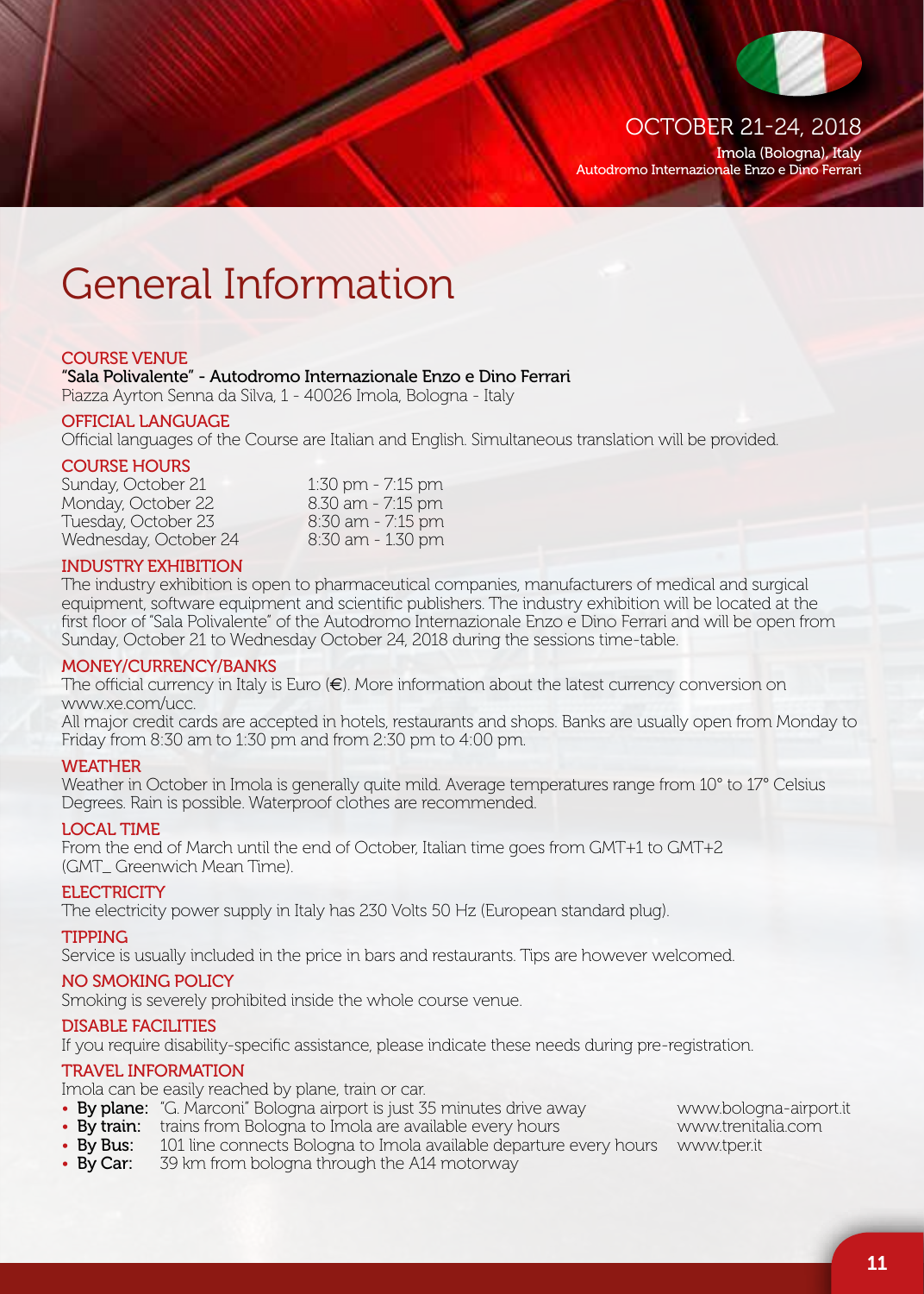OCTOBER 21-24, 2018
Imola (Bologna), Italy
Autodromo Internazionale Enzo e Dino Ferrari

# General Information

## COURSE VENUE

"Sala Polivalente" - Autodromo Internazionale Enzo e Dino Ferrari
Piazza Ayrton Senna da Silva, 1 - 40026 Imola, Bologna - Italy

## OFFICIAL LANGUAGE

Official languages of the Course are Italian and English. Simultaneous translation will be provided.

## COURSE HOURS

| | |
|---|---|
| Sunday, October 21 | 1:30 pm - 7:15 pm |
| Monday, October 22 | 8.30 am - 7:15 pm |
| Tuesday, October 23 | 8:30 am - 7:15 pm |
| Wednesday, October 24 | 8:30 am - 1.30 pm |

## INDUSTRY EXHIBITION

The industry exhibition is open to pharmaceutical companies, manufacturers of medical and surgical equipment, software equipment and scientific publishers. The industry exhibition will be located at the first floor of "Sala Polivalente" of the Autodromo Internazionale Enzo e Dino Ferrari and will be open from Sunday, October 21 to Wednesday October 24, 2018 during the sessions time-table.

## MONEY/CURRENCY/BANKS

The official currency in Italy is Euro (€). More information about the latest currency conversion on www.xe.com/ucc.
All major credit cards are accepted in hotels, restaurants and shops. Banks are usually open from Monday to Friday from 8:30 am to 1:30 pm and from 2:30 pm to 4:00 pm.

## WEATHER

Weather in October in Imola is generally quite mild. Average temperatures range from 10° to 17° Celsius Degrees. Rain is possible. Waterproof clothes are recommended.

## LOCAL TIME

From the end of March until the end of October, Italian time goes from GMT+1 to GMT+2 (GMT_ Greenwich Mean Time).

## ELECTRICITY

The electricity power supply in Italy has 230 Volts 50 Hz (European standard plug).

## TIPPING

Service is usually included in the price in bars and restaurants. Tips are however welcomed.

## NO SMOKING POLICY

Smoking is severely prohibited inside the whole course venue.

## DISABLE FACILITIES

If you require disability-specific assistance, please indicate these needs during pre-registration.

## TRAVEL INFORMATION

Imola can be easily reached by plane, train or car.

- **By plane:** "G. Marconi" Bologna airport is just 35 minutes drive away — www.bologna-airport.it
- **By train:** trains from Bologna to Imola are available every hours — www.trenitalia.com
- **By Bus:** 101 line connects Bologna to Imola available departure every hours — www.tper.it
- **By Car:** 39 km from bologna through the A14 motorway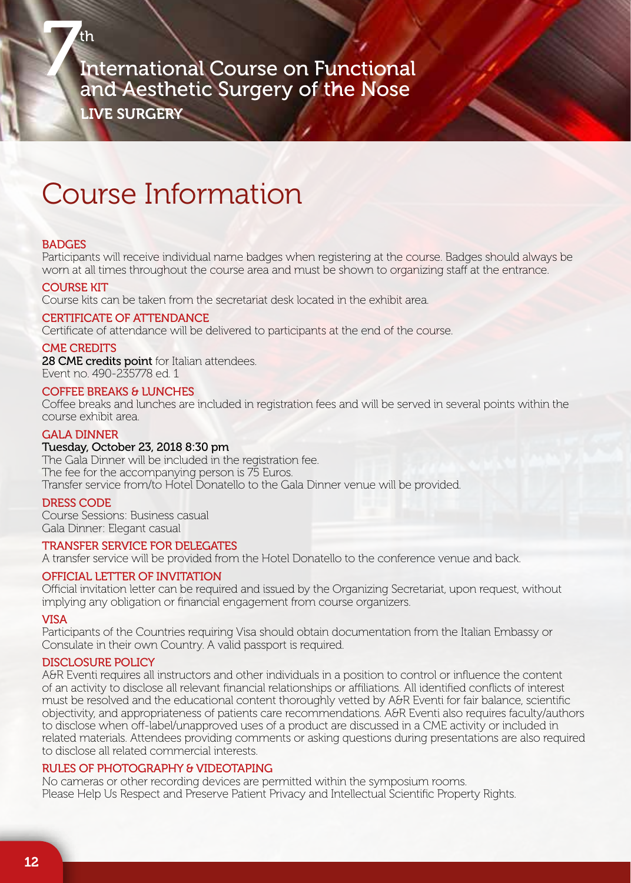# Course Information

### BADGES
Participants will receive individual name badges when registering at the course. Badges should always be worn at all times throughout the course area and must be shown to organizing staff at the entrance.

### COURSE KIT
Course kits can be taken from the secretariat desk located in the exhibit area.

### CERTIFICATE OF ATTENDANCE
Certificate of attendance will be delivered to participants at the end of the course.

### CME CREDITS
**28 CME credits point** for Italian attendees.
Event no. 490-235778 ed. 1

### COFFEE BREAKS & LUNCHES
Coffee breaks and lunches are included in registration fees and will be served in several points within the course exhibit area.

### GALA DINNER
**Tuesday, October 23, 2018 8:30 pm**
The Gala Dinner will be included in the registration fee.
The fee for the accompanying person is 75 Euros.
Transfer service from/to Hotel Donatello to the Gala Dinner venue will be provided.

### DRESS CODE
Course Sessions: Business casual
Gala Dinner: Elegant casual

### TRANSFER SERVICE FOR DELEGATES
A transfer service will be provided from the Hotel Donatello to the conference venue and back.

### OFFICIAL LETTER OF INVITATION
Official invitation letter can be required and issued by the Organizing Secretariat, upon request, without implying any obligation or financial engagement from course organizers.

### VISA
Participants of the Countries requiring Visa should obtain documentation from the Italian Embassy or Consulate in their own Country. A valid passport is required.

### DISCLOSURE POLICY
A&R Eventi requires all instructors and other individuals in a position to control or influence the content of an activity to disclose all relevant financial relationships or affiliations. All identified conflicts of interest must be resolved and the educational content thoroughly vetted by A&R Eventi for fair balance, scientific objectivity, and appropriateness of patients care recommendations. A&R Eventi also requires faculty/authors to disclose when off-label/unapproved uses of a product are discussed in a CME activity or included in related materials. Attendees providing comments or asking questions during presentations are also required to disclose all related commercial interests.

### RULES OF PHOTOGRAPHY & VIDEOTAPING
No cameras or other recording devices are permitted within the symposium rooms.
Please Help Us Respect and Preserve Patient Privacy and Intellectual Scientific Property Rights.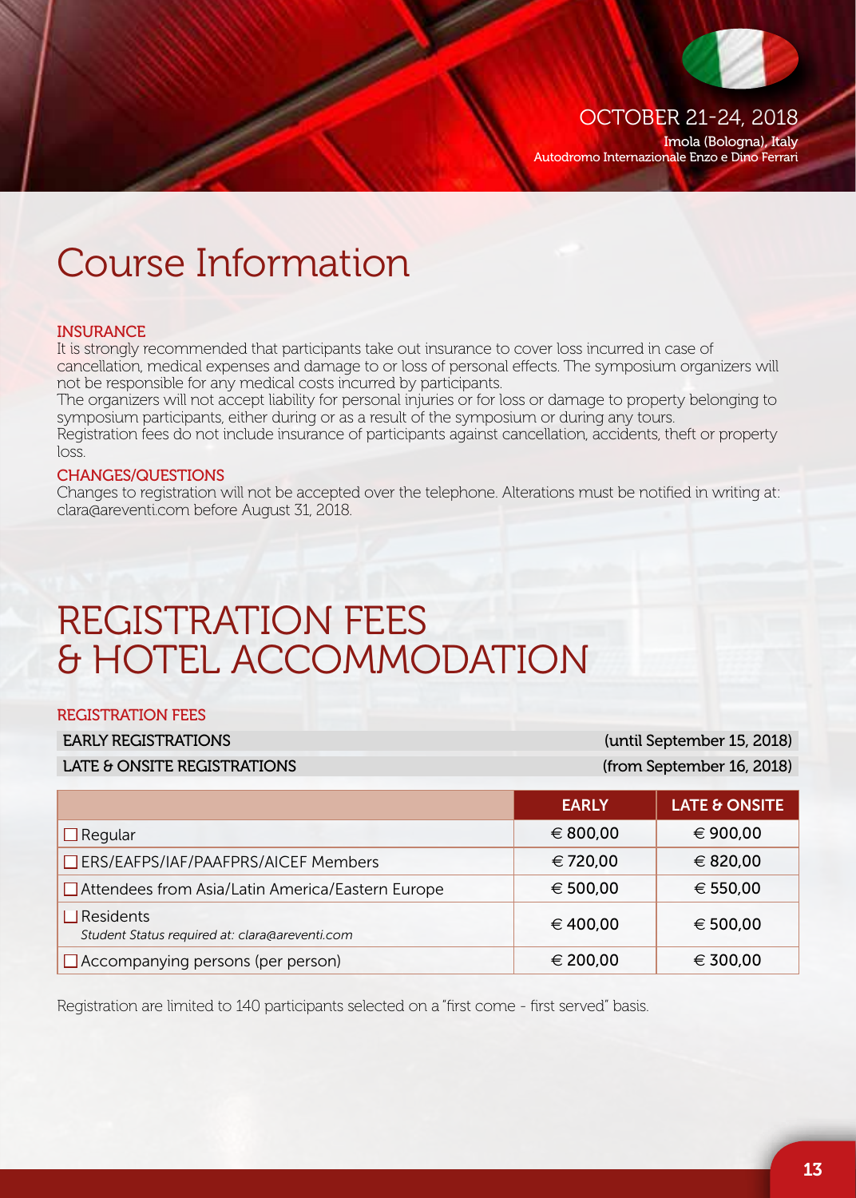# Course Information

### INSURANCE

It is strongly recommended that participants take out insurance to cover loss incurred in case of cancellation, medical expenses and damage to or loss of personal effects. The symposium organizers will not be responsible for any medical costs incurred by participants.
The organizers will not accept liability for personal injuries or for loss or damage to property belonging to symposium participants, either during or as a result of the symposium or during any tours.
Registration fees do not include insurance of participants against cancellation, accidents, theft or property loss.

### CHANGES/QUESTIONS

Changes to registration will not be accepted over the telephone. Alterations must be notified in writing at: clara@areventi.com before August 31, 2018.

# REGISTRATION FEES & HOTEL ACCOMMODATION

### REGISTRATION FEES

| | |
|---|---|
| EARLY REGISTRATIONS | (until September 15, 2018) |
| LATE & ONSITE REGISTRATIONS | (from September 16, 2018) |

| | EARLY | LATE & ONSITE |
|---|---|---|
| ☐ Regular | € 800,00 | € 900,00 |
| ☐ ERS/EAFPS/IAF/PAAFPRS/AICEF Members | € 720,00 | € 820,00 |
| ☐ Attendees from Asia/Latin America/Eastern Europe | € 500,00 | € 550,00 |
| ☐ Residents<br>*Student Status required at: clara@areventi.com* | € 400,00 | € 500,00 |
| ☐ Accompanying persons (per person) | € 200,00 | € 300,00 |

Registration are limited to 140 participants selected on a "first come - first served" basis.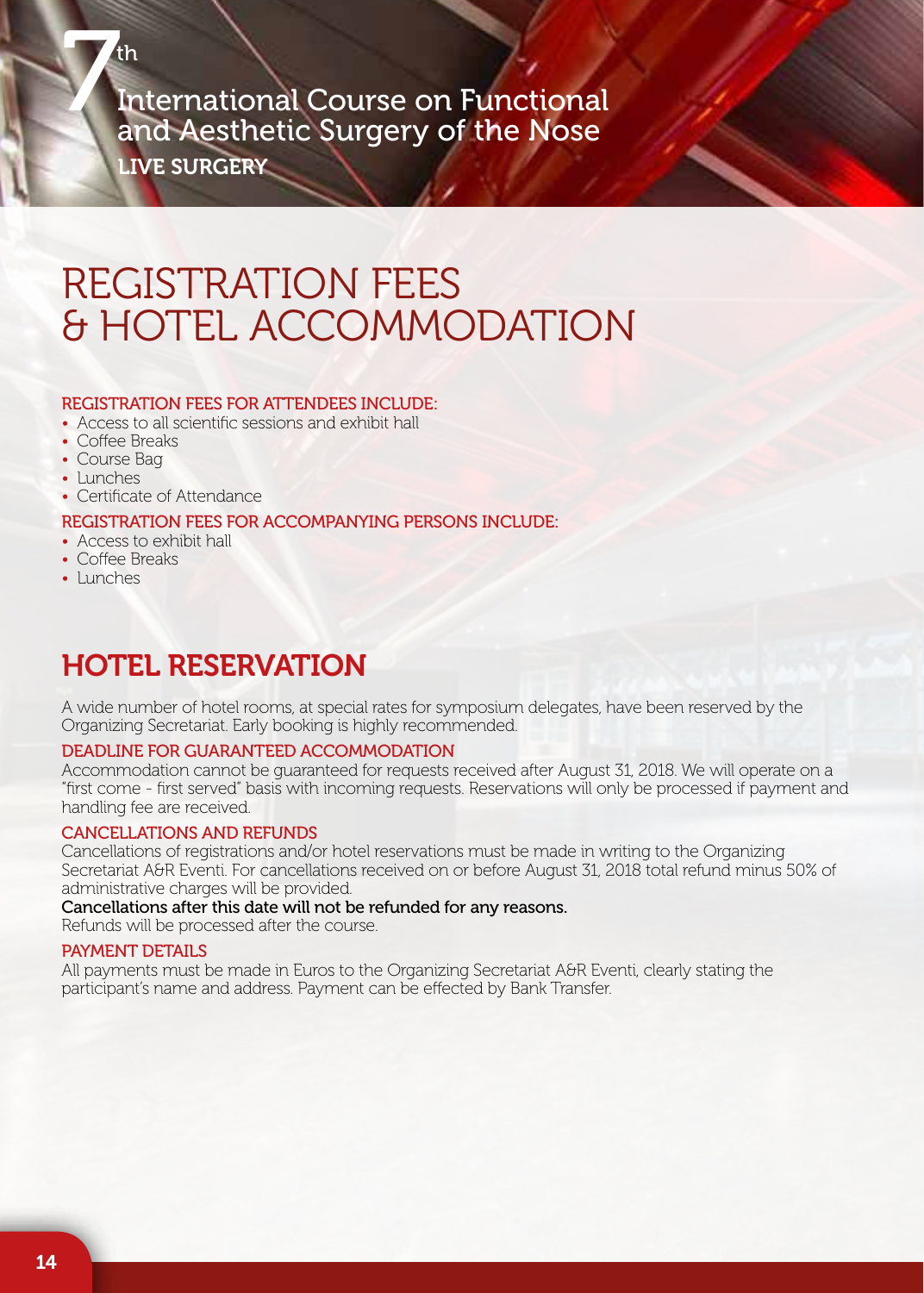# REGISTRATION FEES & HOTEL ACCOMMODATION

REGISTRATION FEES FOR ATTENDEES INCLUDE:

- Access to all scientific sessions and exhibit hall
- Coffee Breaks
- Course Bag
- Lunches
- Certificate of Attendance

REGISTRATION FEES FOR ACCOMPANYING PERSONS INCLUDE:

- Access to exhibit hall
- Coffee Breaks
- Lunches

## HOTEL RESERVATION

A wide number of hotel rooms, at special rates for symposium delegates, have been reserved by the Organizing Secretariat. Early booking is highly recommended.

### DEADLINE FOR GUARANTEED ACCOMMODATION

Accommodation cannot be guaranteed for requests received after August 31, 2018. We will operate on a "first come - first served" basis with incoming requests. Reservations will only be processed if payment and handling fee are received.

### CANCELLATIONS AND REFUNDS

Cancellations of registrations and/or hotel reservations must be made in writing to the Organizing Secretariat A&R Eventi. For cancellations received on or before August 31, 2018 total refund minus 50% of administrative charges will be provided.

**Cancellations after this date will not be refunded for any reasons.**

Refunds will be processed after the course.

### PAYMENT DETAILS

All payments must be made in Euros to the Organizing Secretariat A&R Eventi, clearly stating the participant's name and address. Payment can be effected by Bank Transfer.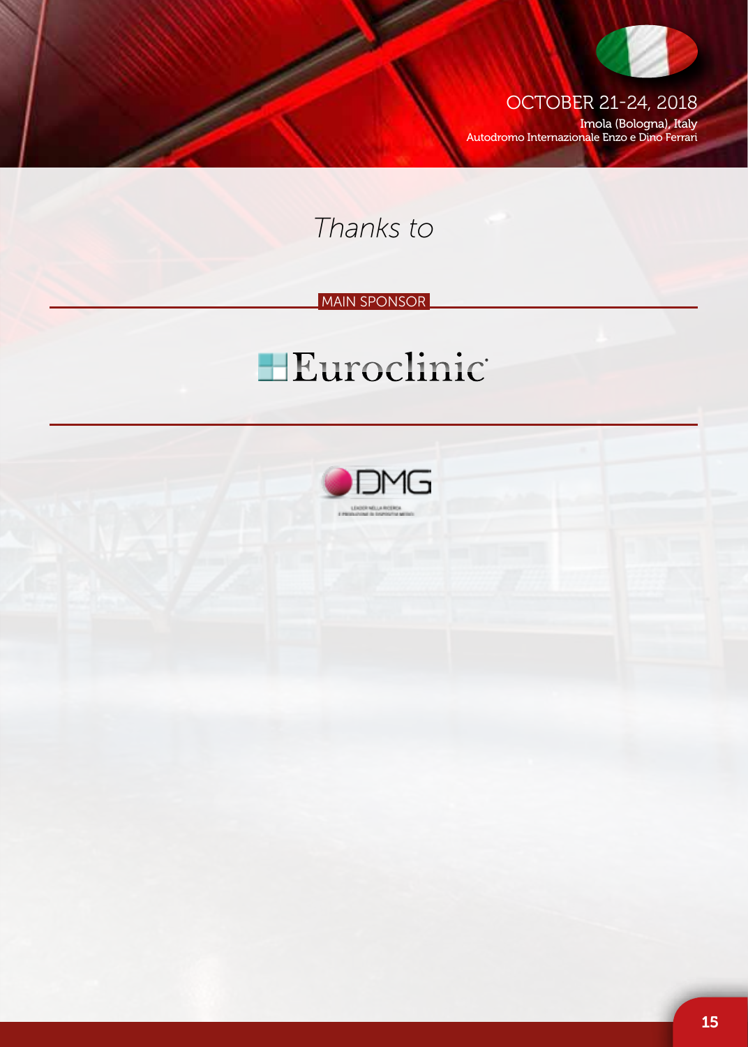# Thanks to

MAIN SPONSOR

Euroclinic

DMG

LEADER NELLA RICERCA
E PRODUZIONE DI DISPOSITIVI MEDICI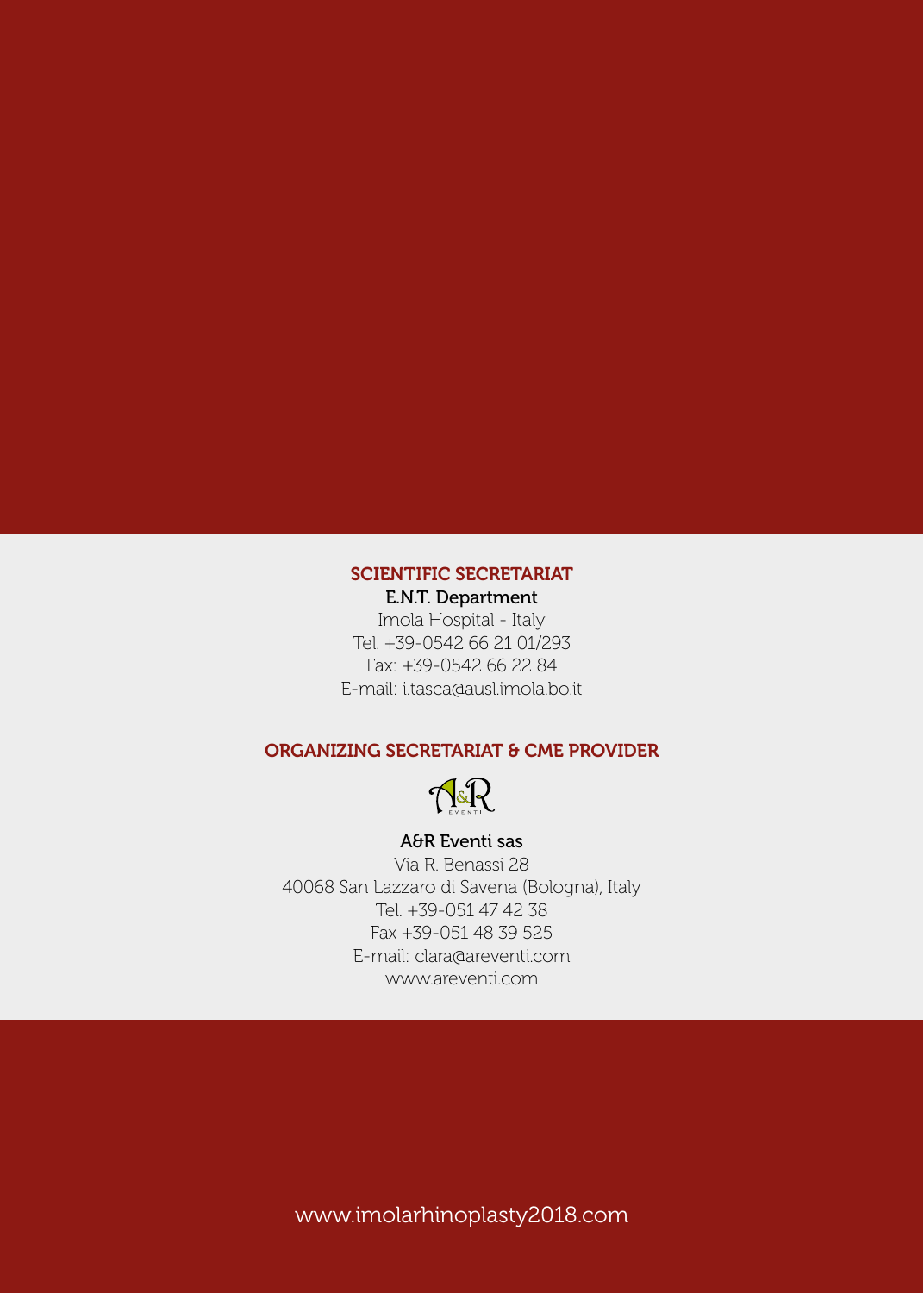## SCIENTIFIC SECRETARIAT

**E.N.T. Department**
Imola Hospital - Italy
Tel. +39-0542 66 21 01/293
Fax: +39-0542 66 22 84
E-mail: i.tasca@ausl.imola.bo.it

## ORGANIZING SECRETARIAT & CME PROVIDER

**A&R Eventi sas**
Via R. Benassi 28
40068 San Lazzaro di Savena (Bologna), Italy
Tel. +39-051 47 42 38
Fax +39-051 48 39 525
E-mail: clara@areventi.com
www.areventi.com

www.imolarhinoplasty2018.com